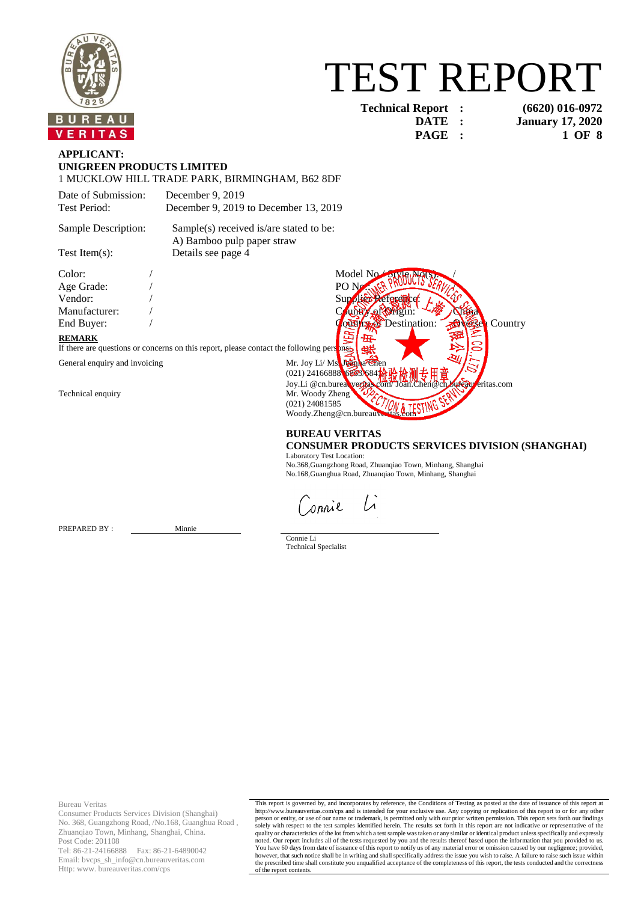# TEST REPORT

**Technical Report : (6620) 016-0972**
**DATE : January 17, 2020**

**APPLICANT:**
**UNIGREEN PRODUCTS LIMITED**
1 MUCKLOW HILL TRADE PARK, BIRMINGHAM, B62 8DF

Date of Submission: December 9, 2019
Test Period: December 9, 2019 to December 13, 2019

Sample Description: Sample(s) received is/are stated to be:
A) Bamboo pulp paper straw

Test Item(s): Details see page 4

| | | | |
|---|---|---|---|
| Color: | / | Model No / Style No(s): | / |
| Age Grade: | / | PO No: | |
| Vendor: | / | Supplier Reference: | |
| Manufacturer: | / | Country of Origin: | China |
| End Buyer: | / | Country of Destination: | Oversea Country |

**REMARK**

If there are questions or concerns on this report, please contact the following persons:

General enquiry and invoicing
Mr. Joy Li/ Ms. Joanna Chen
(021) 24166888 6883/6841
Joy.Li @cn.bureauveritas.com/ Joan.Chen@cn.bureauveritas.com

Technical enquiry
Mr. Woody Zheng
(021) 24081585
Woody.Zheng@cn.bureauveritas.com

**BUREAU VERITAS**
**CONSUMER PRODUCTS SERVICES DIVISION (SHANGHAI)**
Laboratory Test Location:
No.368,Guangzhong Road, Zhuanqiao Town, Minhang, Shanghai
No.168,Guanghua Road, Zhuanqiao Town, Minhang, Shanghai

PREPARED BY : Minnie

Connie Li
Technical Specialist

Bureau Veritas
Consumer Products Services Division (Shanghai)
No. 368, Guangzhong Road, /No.168, Guanghua Road , Zhuanqiao Town, Minhang, Shanghai, China.
Post Code: 201108
Tel: 86-21-24166888 Fax: 86-21-64890042
Email: bvcps_sh_info@cn.bureauveritas.com
Http: www. bureauveritas.com/cps

This report is governed by, and incorporates by reference, the Conditions of Testing as posted at the date of issuance of this report at http://www.bureauveritas.com/cps and is intended for your exclusive use. Any copying or replication of this report to or for any other person or entity, or use of our name or trademark, is permitted only with our prior written permission. This report sets forth our findings solely with respect to the test samples identified herein. The results set forth in this report are not indicative or representative of the quality or characteristics of the lot from which a test sample was taken or any similar or identical product unless specifically and expressly noted. Our report includes all of the tests requested by you and the results thereof based upon the information that you provided to us. You have 60 days from date of issuance of this report to notify us of any material error or omission caused by our negligence; provided, however, that such notice shall be in writing and shall specifically address the issue you wish to raise. A failure to raise such issue within the prescribed time shall constitute you unqualified acceptance of the completeness of this report, the tests conducted and the correctness of the report contents.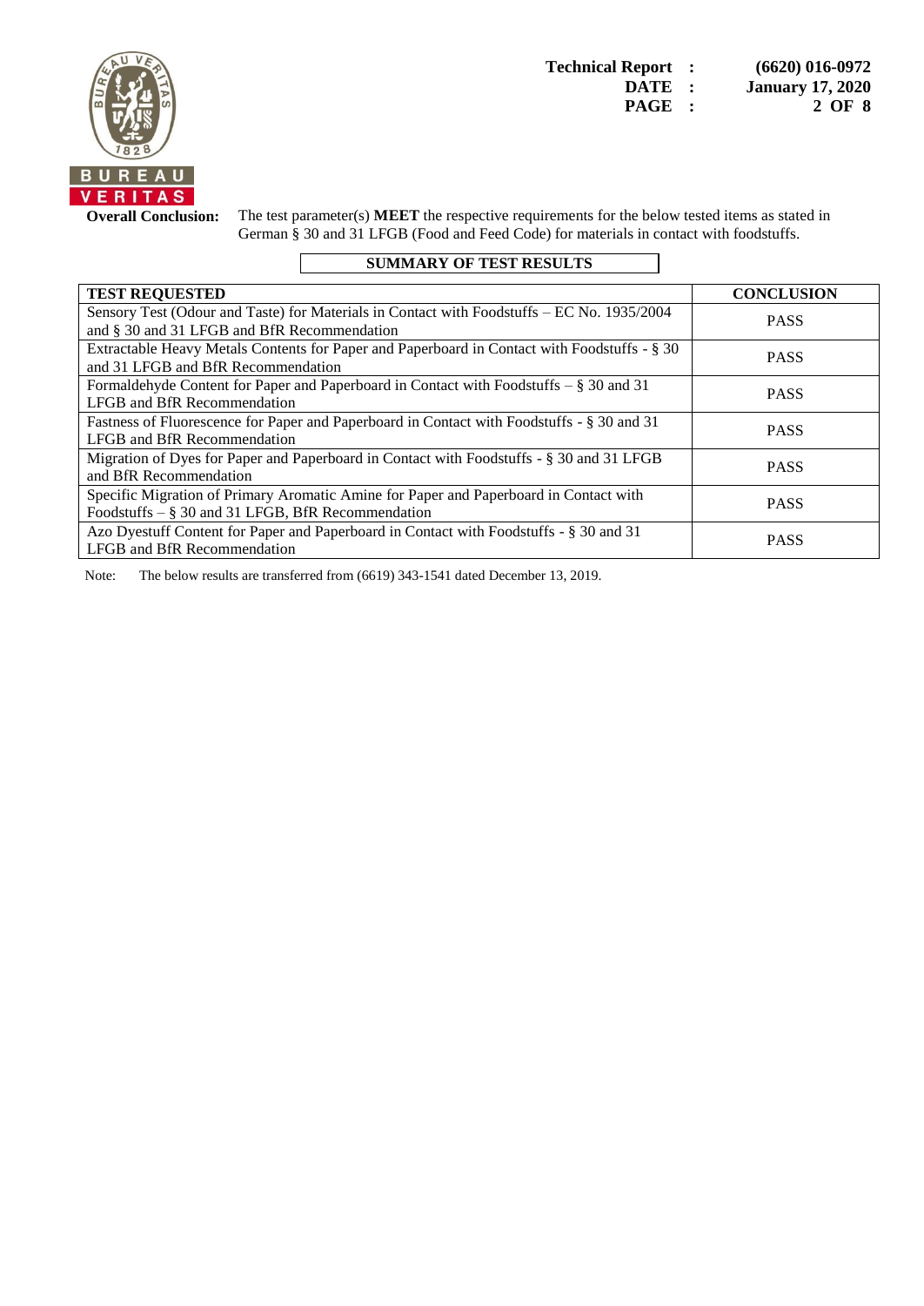**Technical Report :** **(6620) 016-0972**
**DATE :** **January 17, 2020**

**Overall Conclusion:** The test parameter(s) **MEET** the respective requirements for the below tested items as stated in German § 30 and 31 LFGB (Food and Feed Code) for materials in contact with foodstuffs.

**SUMMARY OF TEST RESULTS**

| TEST REQUESTED | CONCLUSION |
|---|---|
| Sensory Test (Odour and Taste) for Materials in Contact with Foodstuffs – EC No. 1935/2004 and § 30 and 31 LFGB and BfR Recommendation | PASS |
| Extractable Heavy Metals Contents for Paper and Paperboard in Contact with Foodstuffs - § 30 and 31 LFGB and BfR Recommendation | PASS |
| Formaldehyde Content for Paper and Paperboard in Contact with Foodstuffs – § 30 and 31 LFGB and BfR Recommendation | PASS |
| Fastness of Fluorescence for Paper and Paperboard in Contact with Foodstuffs - § 30 and 31 LFGB and BfR Recommendation | PASS |
| Migration of Dyes for Paper and Paperboard in Contact with Foodstuffs - § 30 and 31 LFGB and BfR Recommendation | PASS |
| Specific Migration of Primary Aromatic Amine for Paper and Paperboard in Contact with Foodstuffs – § 30 and 31 LFGB, BfR Recommendation | PASS |
| Azo Dyestuff Content for Paper and Paperboard in Contact with Foodstuffs - § 30 and 31 LFGB and BfR Recommendation | PASS |

Note: The below results are transferred from (6619) 343-1541 dated December 13, 2019.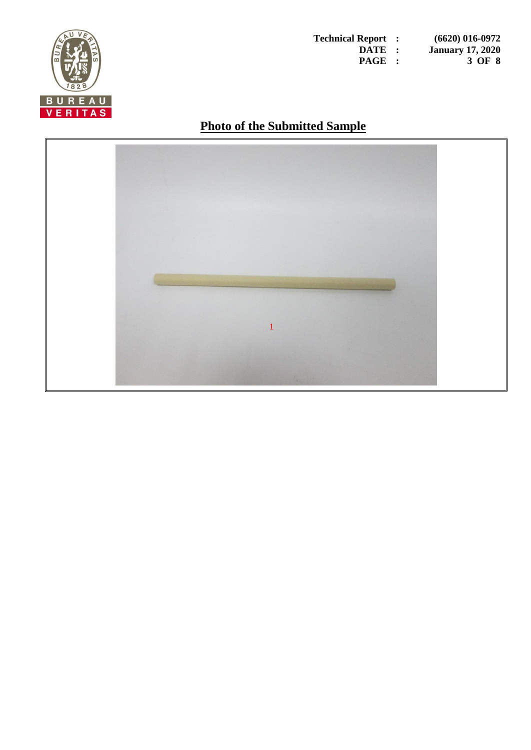## Photo of the Submitted Sample

1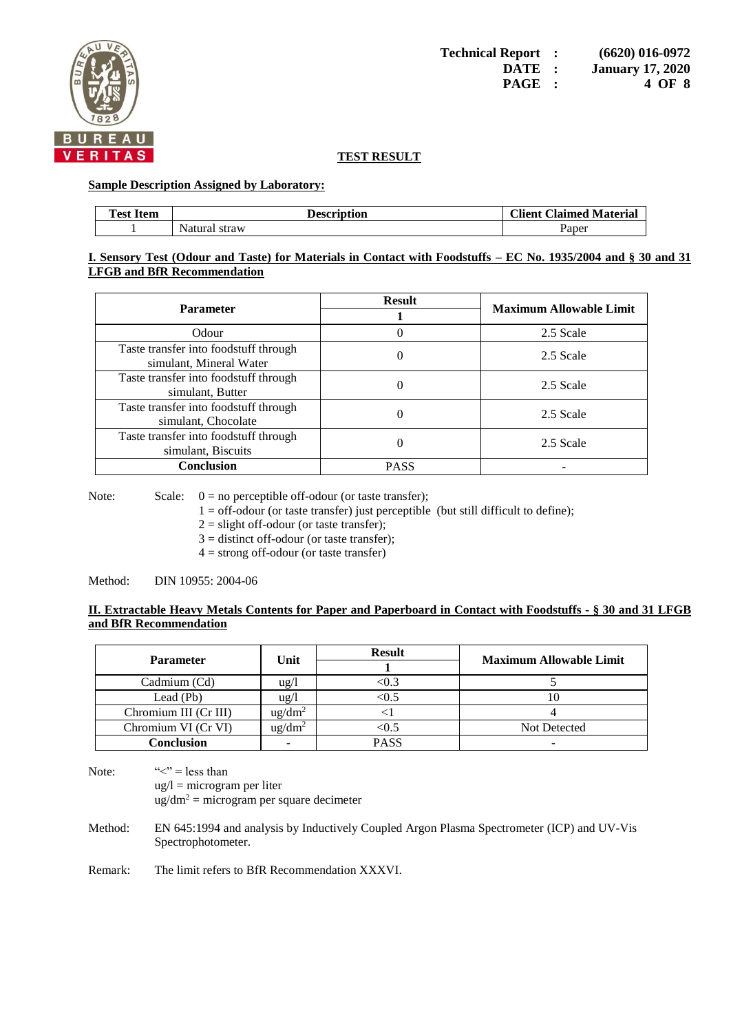## TEST RESULT

**Sample Description Assigned by Laboratory:**

| Test Item | Description | Client Claimed Material |
|---|---|---|
| 1 | Natural straw | Paper |

**I. Sensory Test (Odour and Taste) for Materials in Contact with Foodstuffs – EC No. 1935/2004 and § 30 and 31 LFGB and BfR Recommendation**

| Parameter | Result | Maximum Allowable Limit |
|---|---|---|
| | 1 | |
| Odour | 0 | 2.5 Scale |
| Taste transfer into foodstuff through simulant, Mineral Water | 0 | 2.5 Scale |
| Taste transfer into foodstuff through simulant, Butter | 0 | 2.5 Scale |
| Taste transfer into foodstuff through simulant, Chocolate | 0 | 2.5 Scale |
| Taste transfer into foodstuff through simulant, Biscuits | 0 | 2.5 Scale |
| **Conclusion** | PASS | - |

Note: Scale: 0 = no perceptible off-odour (or taste transfer);
1 = off-odour (or taste transfer) just perceptible (but still difficult to define);
2 = slight off-odour (or taste transfer);
3 = distinct off-odour (or taste transfer);
4 = strong off-odour (or taste transfer)

Method: DIN 10955: 2004-06

**II. Extractable Heavy Metals Contents for Paper and Paperboard in Contact with Foodstuffs - § 30 and 31 LFGB and BfR Recommendation**

| Parameter | Unit | Result | Maximum Allowable Limit |
|---|---|---|---|
| | | 1 | |
| Cadmium (Cd) | ug/l | <0.3 | 5 |
| Lead (Pb) | ug/l | <0.5 | 10 |
| Chromium III (Cr III) | ug/dm$^2$ | <1 | 4 |
| Chromium VI (Cr VI) | ug/dm$^2$ | <0.5 | Not Detected |
| **Conclusion** | - | PASS | - |

Note: "<" = less than
ug/l = microgram per liter
ug/dm$^2$ = microgram per square decimeter

Method: EN 645:1994 and analysis by Inductively Coupled Argon Plasma Spectrometer (ICP) and UV-Vis Spectrophotometer.

Remark: The limit refers to BfR Recommendation XXXVI.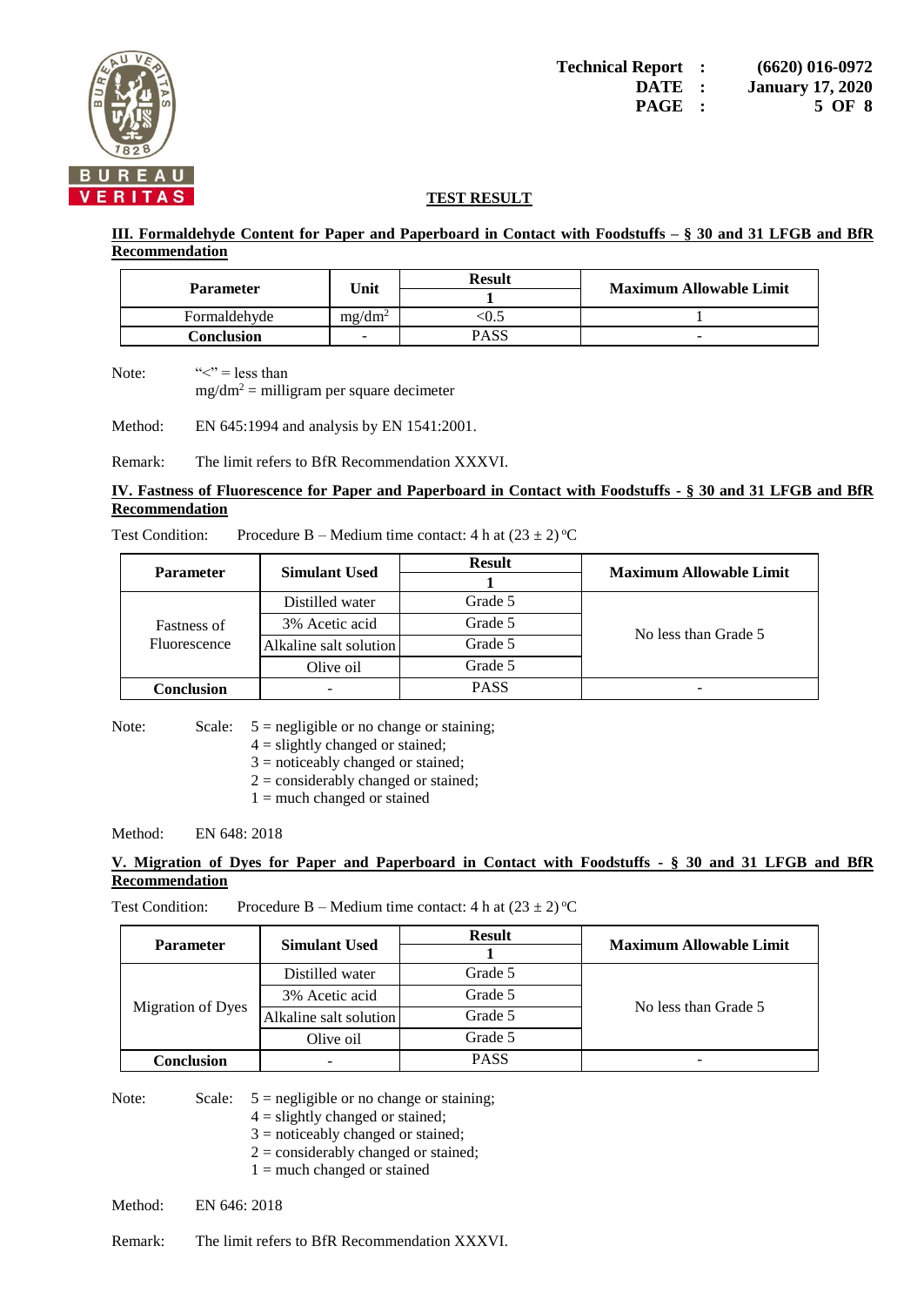## TEST RESULT

### III. Formaldehyde Content for Paper and Paperboard in Contact with Foodstuffs – § 30 and 31 LFGB and BfR Recommendation

| Parameter | Unit | Result | Maximum Allowable Limit |
|---|---|---|---|
| | | 1 | |
| Formaldehyde | $mg/dm^2$ | <0.5 | 1 |
| **Conclusion** | - | PASS | - |

Note: "<" = less than
$mg/dm^2$ = milligram per square decimeter

Method: EN 645:1994 and analysis by EN 1541:2001.

Remark: The limit refers to BfR Recommendation XXXVI.

### IV. Fastness of Fluorescence for Paper and Paperboard in Contact with Foodstuffs - § 30 and 31 LFGB and BfR Recommendation

Test Condition: Procedure B – Medium time contact: 4 h at (23 ± 2) °C

| Parameter | Simulant Used | Result | Maximum Allowable Limit |
|---|---|---|---|
| | | 1 | |
| Fastness of Fluorescence | Distilled water | Grade 5 | No less than Grade 5 |
| | 3% Acetic acid | Grade 5 | |
| | Alkaline salt solution | Grade 5 | |
| | Olive oil | Grade 5 | |
| **Conclusion** | - | PASS | - |

Note: Scale: 5 = negligible or no change or staining;
4 = slightly changed or stained;
3 = noticeably changed or stained;
2 = considerably changed or stained;
1 = much changed or stained

Method: EN 648: 2018

### V. Migration of Dyes for Paper and Paperboard in Contact with Foodstuffs - § 30 and 31 LFGB and BfR Recommendation

Test Condition: Procedure B – Medium time contact: 4 h at (23 ± 2) °C

| Parameter | Simulant Used | Result | Maximum Allowable Limit |
|---|---|---|---|
| | | 1 | |
| Migration of Dyes | Distilled water | Grade 5 | No less than Grade 5 |
| | 3% Acetic acid | Grade 5 | |
| | Alkaline salt solution | Grade 5 | |
| | Olive oil | Grade 5 | |
| **Conclusion** | - | PASS | - |

Note: Scale: 5 = negligible or no change or staining;
4 = slightly changed or stained;
3 = noticeably changed or stained;
2 = considerably changed or stained;
1 = much changed or stained

Method: EN 646: 2018

Remark: The limit refers to BfR Recommendation XXXVI.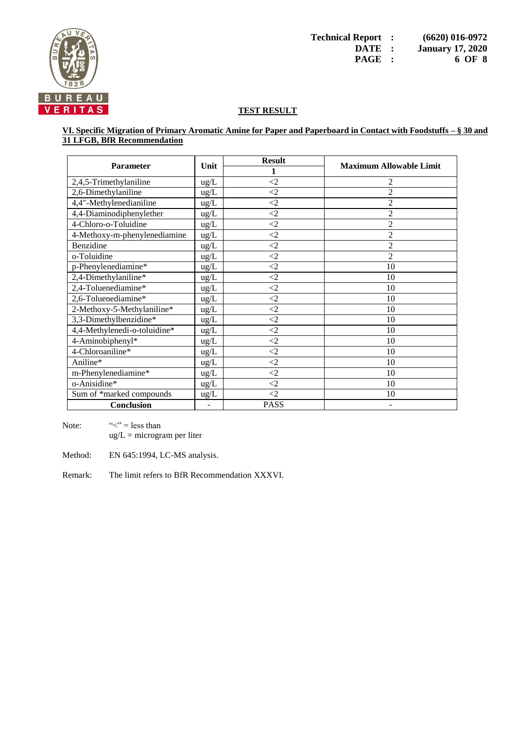## TEST RESULT

**VI. Specific Migration of Primary Aromatic Amine for Paper and Paperboard in Contact with Foodstuffs – § 30 and 31 LFGB, BfR Recommendation**

| Parameter | Unit | Result | Maximum Allowable Limit |
|---|---|---|---|
| | | 1 | |
| 2,4,5-Trimethylaniline | ug/L | <2 | 2 |
| 2,6-Dimethylaniline | ug/L | <2 | 2 |
| 4,4"-Methylenedianiline | ug/L | <2 | 2 |
| 4,4-Diaminodiphenylether | ug/L | <2 | 2 |
| 4-Chloro-o-Toluidine | ug/L | <2 | 2 |
| 4-Methoxy-m-phenylenediamine | ug/L | <2 | 2 |
| Benzidine | ug/L | <2 | 2 |
| o-Toluidine | ug/L | <2 | 2 |
| p-Phenylenediamine* | ug/L | <2 | 10 |
| 2,4-Dimethylaniline* | ug/L | <2 | 10 |
| 2,4-Toluenediamine* | ug/L | <2 | 10 |
| 2,6-Toluenediamine* | ug/L | <2 | 10 |
| 2-Methoxy-5-Methylaniline* | ug/L | <2 | 10 |
| 3,3-Dimethylbenzidine* | ug/L | <2 | 10 |
| 4,4-Methylenedi-o-toluidine* | ug/L | <2 | 10 |
| 4-Aminobiphenyl* | ug/L | <2 | 10 |
| 4-Chloroaniline* | ug/L | <2 | 10 |
| Aniline* | ug/L | <2 | 10 |
| m-Phenylenediamine* | ug/L | <2 | 10 |
| o-Anisidine* | ug/L | <2 | 10 |
| Sum of *marked compounds | ug/L | <2 | 10 |
| **Conclusion** | - | PASS | - |

Note: "<" = less than
ug/L = microgram per liter

Method: EN 645:1994, LC-MS analysis.

Remark: The limit refers to BfR Recommendation XXXVI.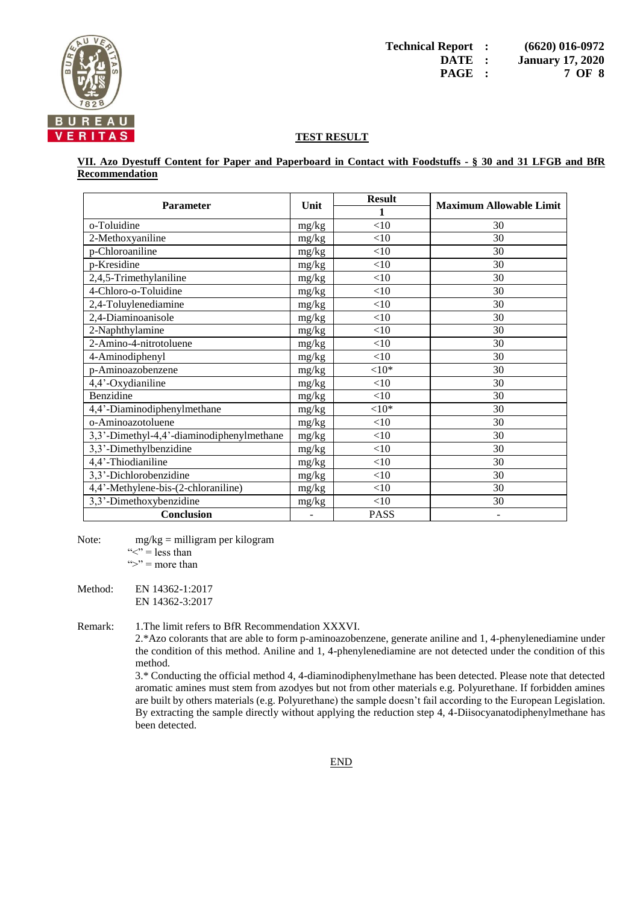## TEST RESULT

### VII. Azo Dyestuff Content for Paper and Paperboard in Contact with Foodstuffs - § 30 and 31 LFGB and BfR Recommendation

| Parameter | Unit | Result | Maximum Allowable Limit |
|---|---|---|---|
| | | 1 | |
| o-Toluidine | mg/kg | <10 | 30 |
| 2-Methoxyaniline | mg/kg | <10 | 30 |
| p-Chloroaniline | mg/kg | <10 | 30 |
| p-Kresidine | mg/kg | <10 | 30 |
| 2,4,5-Trimethylaniline | mg/kg | <10 | 30 |
| 4-Chloro-o-Toluidine | mg/kg | <10 | 30 |
| 2,4-Toluylenediamine | mg/kg | <10 | 30 |
| 2,4-Diaminoanisole | mg/kg | <10 | 30 |
| 2-Naphthylamine | mg/kg | <10 | 30 |
| 2-Amino-4-nitrotoluene | mg/kg | <10 | 30 |
| 4-Aminodiphenyl | mg/kg | <10 | 30 |
| p-Aminoazobenzene | mg/kg | <10* | 30 |
| 4,4'-Oxydianiline | mg/kg | <10 | 30 |
| Benzidine | mg/kg | <10 | 30 |
| 4,4'-Diaminodiphenylmethane | mg/kg | <10* | 30 |
| o-Aminoazotoluene | mg/kg | <10 | 30 |
| 3,3'-Dimethyl-4,4'-diaminodiphenylmethane | mg/kg | <10 | 30 |
| 3,3'-Dimethylbenzidine | mg/kg | <10 | 30 |
| 4,4'-Thiodianiline | mg/kg | <10 | 30 |
| 3,3'-Dichlorobenzidine | mg/kg | <10 | 30 |
| 4,4'-Methylene-bis-(2-chloraniline) | mg/kg | <10 | 30 |
| 3,3'-Dimethoxybenzidine | mg/kg | <10 | 30 |
| **Conclusion** | - | PASS | - |

Note: mg/kg = milligram per kilogram
"<" = less than
">" = more than

Method: EN 14362-1:2017
EN 14362-3:2017

Remark: 1.The limit refers to BfR Recommendation XXXVI.

2.*Azo colorants that are able to form p-aminoazobenzene, generate aniline and 1, 4-phenylenediamine under the condition of this method. Aniline and 1, 4-phenylenediamine are not detected under the condition of this method.

3.* Conducting the official method 4, 4-diaminodiphenylmethane has been detected. Please note that detected aromatic amines must stem from azodyes but not from other materials e.g. Polyurethane. If forbidden amines are built by others materials (e.g. Polyurethane) the sample doesn't fail according to the European Legislation. By extracting the sample directly without applying the reduction step 4, 4-Diisocyanatodiphenylmethane has been detected.

END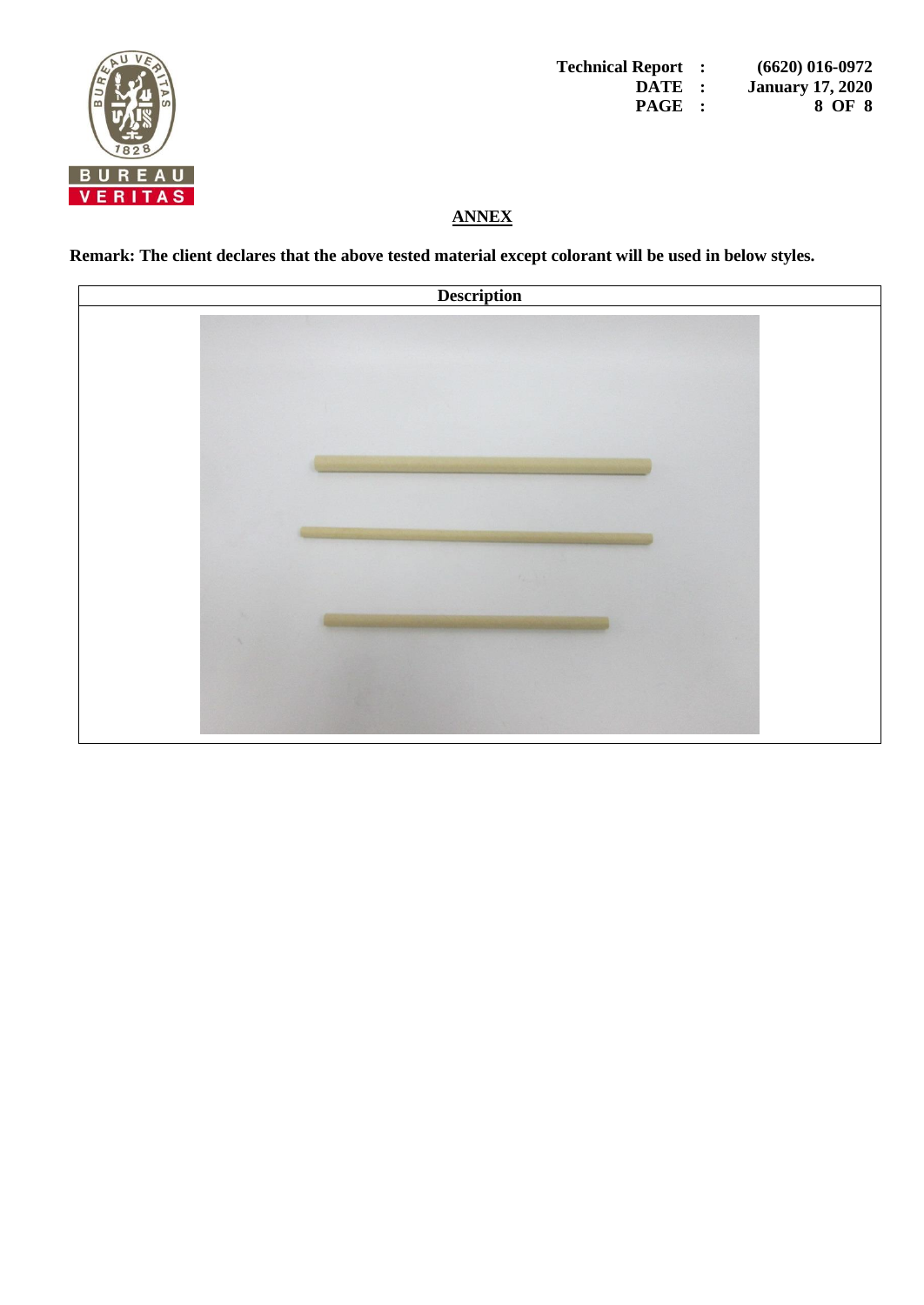## ANNEX

**Remark: The client declares that the above tested material except colorant will be used in below styles.**

| Description |
| --- |
| |